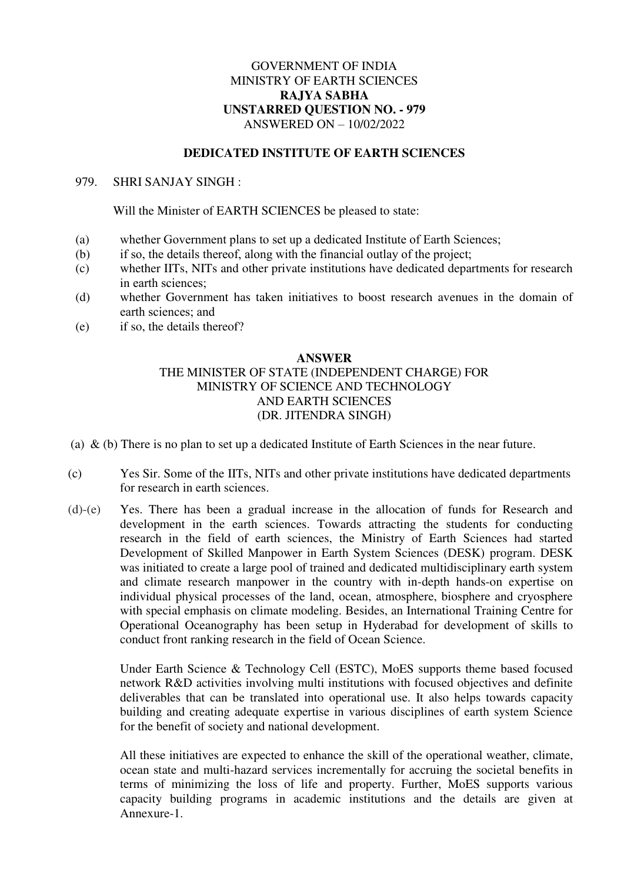GOVERNMENT OF INDIA
MINISTRY OF EARTH SCIENCES
**RAJYA SABHA**
**UNSTARRED QUESTION NO. - 979**
ANSWERED ON – 10/02/2022

## DEDICATED INSTITUTE OF EARTH SCIENCES

979. SHRI SANJAY SINGH :

Will the Minister of EARTH SCIENCES be pleased to state:

(a) whether Government plans to set up a dedicated Institute of Earth Sciences;
(b) if so, the details thereof, along with the financial outlay of the project;
(c) whether IITs, NITs and other private institutions have dedicated departments for research in earth sciences;
(d) whether Government has taken initiatives to boost research avenues in the domain of earth sciences; and
(e) if so, the details thereof?

**ANSWER**
THE MINISTER OF STATE (INDEPENDENT CHARGE) FOR
MINISTRY OF SCIENCE AND TECHNOLOGY
AND EARTH SCIENCES
(DR. JITENDRA SINGH)

(a) & (b) There is no plan to set up a dedicated Institute of Earth Sciences in the near future.

(c) Yes Sir. Some of the IITs, NITs and other private institutions have dedicated departments for research in earth sciences.

(d)-(e) Yes. There has been a gradual increase in the allocation of funds for Research and development in the earth sciences. Towards attracting the students for conducting research in the field of earth sciences, the Ministry of Earth Sciences had started Development of Skilled Manpower in Earth System Sciences (DESK) program. DESK was initiated to create a large pool of trained and dedicated multidisciplinary earth system and climate research manpower in the country with in-depth hands-on expertise on individual physical processes of the land, ocean, atmosphere, biosphere and cryosphere with special emphasis on climate modeling. Besides, an International Training Centre for Operational Oceanography has been setup in Hyderabad for development of skills to conduct front ranking research in the field of Ocean Science.

Under Earth Science & Technology Cell (ESTC), MoES supports theme based focused network R&D activities involving multi institutions with focused objectives and definite deliverables that can be translated into operational use. It also helps towards capacity building and creating adequate expertise in various disciplines of earth system Science for the benefit of society and national development.

All these initiatives are expected to enhance the skill of the operational weather, climate, ocean state and multi-hazard services incrementally for accruing the societal benefits in terms of minimizing the loss of life and property. Further, MoES supports various capacity building programs in academic institutions and the details are given at Annexure-1.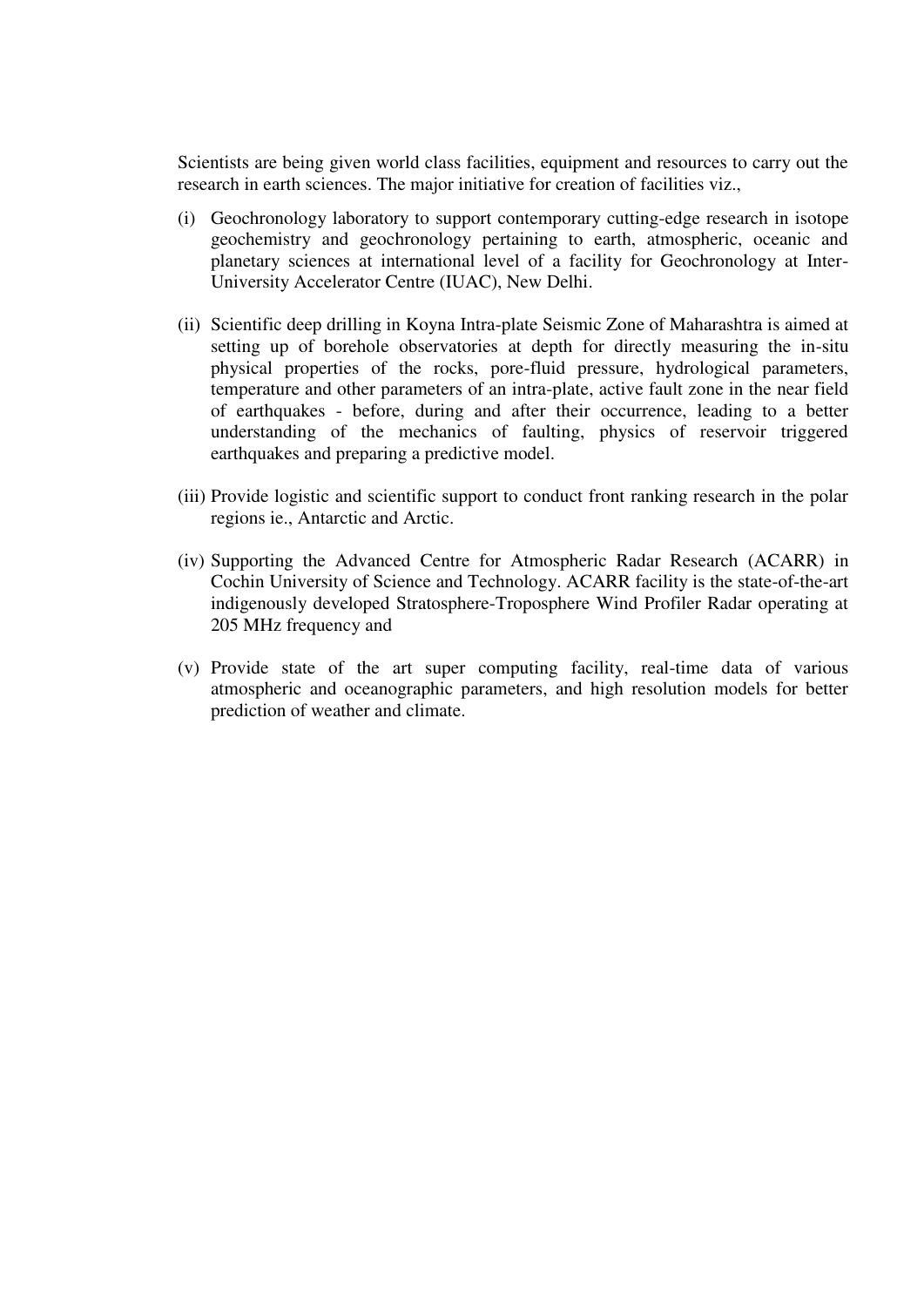Scientists are being given world class facilities, equipment and resources to carry out the research in earth sciences. The major initiative for creation of facilities viz.,

(i) Geochronology laboratory to support contemporary cutting-edge research in isotope geochemistry and geochronology pertaining to earth, atmospheric, oceanic and planetary sciences at international level of a facility for Geochronology at Inter-University Accelerator Centre (IUAC), New Delhi.

(ii) Scientific deep drilling in Koyna Intra-plate Seismic Zone of Maharashtra is aimed at setting up of borehole observatories at depth for directly measuring the in-situ physical properties of the rocks, pore-fluid pressure, hydrological parameters, temperature and other parameters of an intra-plate, active fault zone in the near field of earthquakes - before, during and after their occurrence, leading to a better understanding of the mechanics of faulting, physics of reservoir triggered earthquakes and preparing a predictive model.

(iii) Provide logistic and scientific support to conduct front ranking research in the polar regions ie., Antarctic and Arctic.

(iv) Supporting the Advanced Centre for Atmospheric Radar Research (ACARR) in Cochin University of Science and Technology. ACARR facility is the state-of-the-art indigenously developed Stratosphere-Troposphere Wind Profiler Radar operating at 205 MHz frequency and

(v) Provide state of the art super computing facility, real-time data of various atmospheric and oceanographic parameters, and high resolution models for better prediction of weather and climate.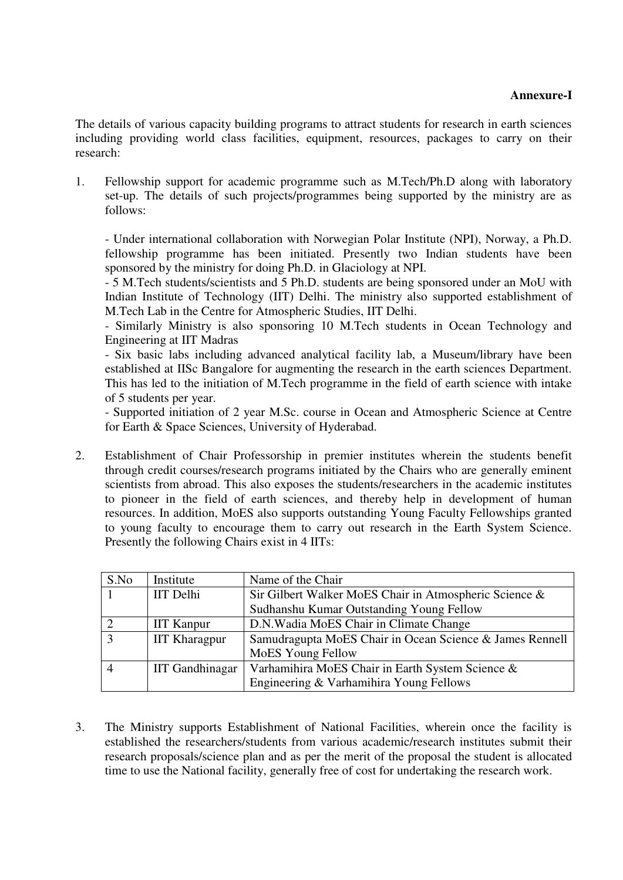**Annexure-I**

The details of various capacity building programs to attract students for research in earth sciences including providing world class facilities, equipment, resources, packages to carry on their research:

1. Fellowship support for academic programme such as M.Tech/Ph.D along with laboratory set-up. The details of such projects/programmes being supported by the ministry are as follows:

   - Under international collaboration with Norwegian Polar Institute (NPI), Norway, a Ph.D. fellowship programme has been initiated. Presently two Indian students have been sponsored by the ministry for doing Ph.D. in Glaciology at NPI.
   - 5 M.Tech students/scientists and 5 Ph.D. students are being sponsored under an MoU with Indian Institute of Technology (IIT) Delhi. The ministry also supported establishment of M.Tech Lab in the Centre for Atmospheric Studies, IIT Delhi.
   - Similarly Ministry is also sponsoring 10 M.Tech students in Ocean Technology and Engineering at IIT Madras
   - Six basic labs including advanced analytical facility lab, a Museum/library have been established at IISc Bangalore for augmenting the research in the earth sciences Department. This has led to the initiation of M.Tech programme in the field of earth science with intake of 5 students per year.
   - Supported initiation of 2 year M.Sc. course in Ocean and Atmospheric Science at Centre for Earth & Space Sciences, University of Hyderabad.

2. Establishment of Chair Professorship in premier institutes wherein the students benefit through credit courses/research programs initiated by the Chairs who are generally eminent scientists from abroad. This also exposes the students/researchers in the academic institutes to pioneer in the field of earth sciences, and thereby help in development of human resources. In addition, MoES also supports outstanding Young Faculty Fellowships granted to young faculty to encourage them to carry out research in the Earth System Science. Presently the following Chairs exist in 4 IITs:

| S.No | Institute | Name of the Chair |
|---|---|---|
| 1 | IIT Delhi | Sir Gilbert Walker MoES Chair in Atmospheric Science & Sudhanshu Kumar Outstanding Young Fellow |
| 2 | IIT Kanpur | D.N.Wadia MoES Chair in Climate Change |
| 3 | IIT Kharagpur | Samudragupta MoES Chair in Ocean Science & James Rennell MoES Young Fellow |
| 4 | IIT Gandhinagar | Varhamihira MoES Chair in Earth System Science & Engineering & Varhamihira Young Fellows |

3. The Ministry supports Establishment of National Facilities, wherein once the facility is established the researchers/students from various academic/research institutes submit their research proposals/science plan and as per the merit of the proposal the student is allocated time to use the National facility, generally free of cost for undertaking the research work.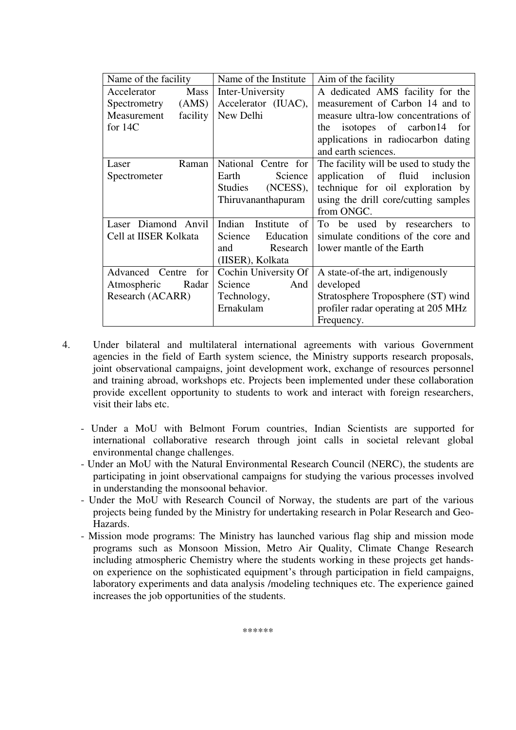| Name of the facility | Name of the Institute | Aim of the facility |
|---|---|---|
| Accelerator Mass Spectrometry (AMS) Measurement facility for 14C | Inter-University Accelerator (IUAC), New Delhi | A dedicated AMS facility for the measurement of Carbon 14 and to measure ultra-low concentrations of the isotopes of carbon14 for applications in radiocarbon dating and earth sciences. |
| Laser Raman Spectrometer | National Centre for Earth Science Studies (NCESS), Thiruvananthapuram | The facility will be used to study the application of fluid inclusion technique for oil exploration by using the drill core/cutting samples from ONGC. |
| Laser Diamond Anvil Cell at IISER Kolkata | Indian Institute of Science Education and Research (IISER), Kolkata | To be used by researchers to simulate conditions of the core and lower mantle of the Earth |
| Advanced Centre for Atmospheric Radar Research (ACARR) | Cochin University Of Science And Technology, Ernakulam | A state-of-the art, indigenously developed Stratosphere Troposphere (ST) wind profiler radar operating at 205 MHz Frequency. |

4. Under bilateral and multilateral international agreements with various Government agencies in the field of Earth system science, the Ministry supports research proposals, joint observational campaigns, joint development work, exchange of resources personnel and training abroad, workshops etc. Projects been implemented under these collaboration provide excellent opportunity to students to work and interact with foreign researchers, visit their labs etc.

- Under a MoU with Belmont Forum countries, Indian Scientists are supported for international collaborative research through joint calls in societal relevant global environmental change challenges.
- Under an MoU with the Natural Environmental Research Council (NERC), the students are participating in joint observational campaigns for studying the various processes involved in understanding the monsoonal behavior.
- Under the MoU with Research Council of Norway, the students are part of the various projects being funded by the Ministry for undertaking research in Polar Research and Geo-Hazards.
- Mission mode programs: The Ministry has launched various flag ship and mission mode programs such as Monsoon Mission, Metro Air Quality, Climate Change Research including atmospheric Chemistry where the students working in these projects get hands-on experience on the sophisticated equipment's through participation in field campaigns, laboratory experiments and data analysis /modeling techniques etc. The experience gained increases the job opportunities of the students.

******